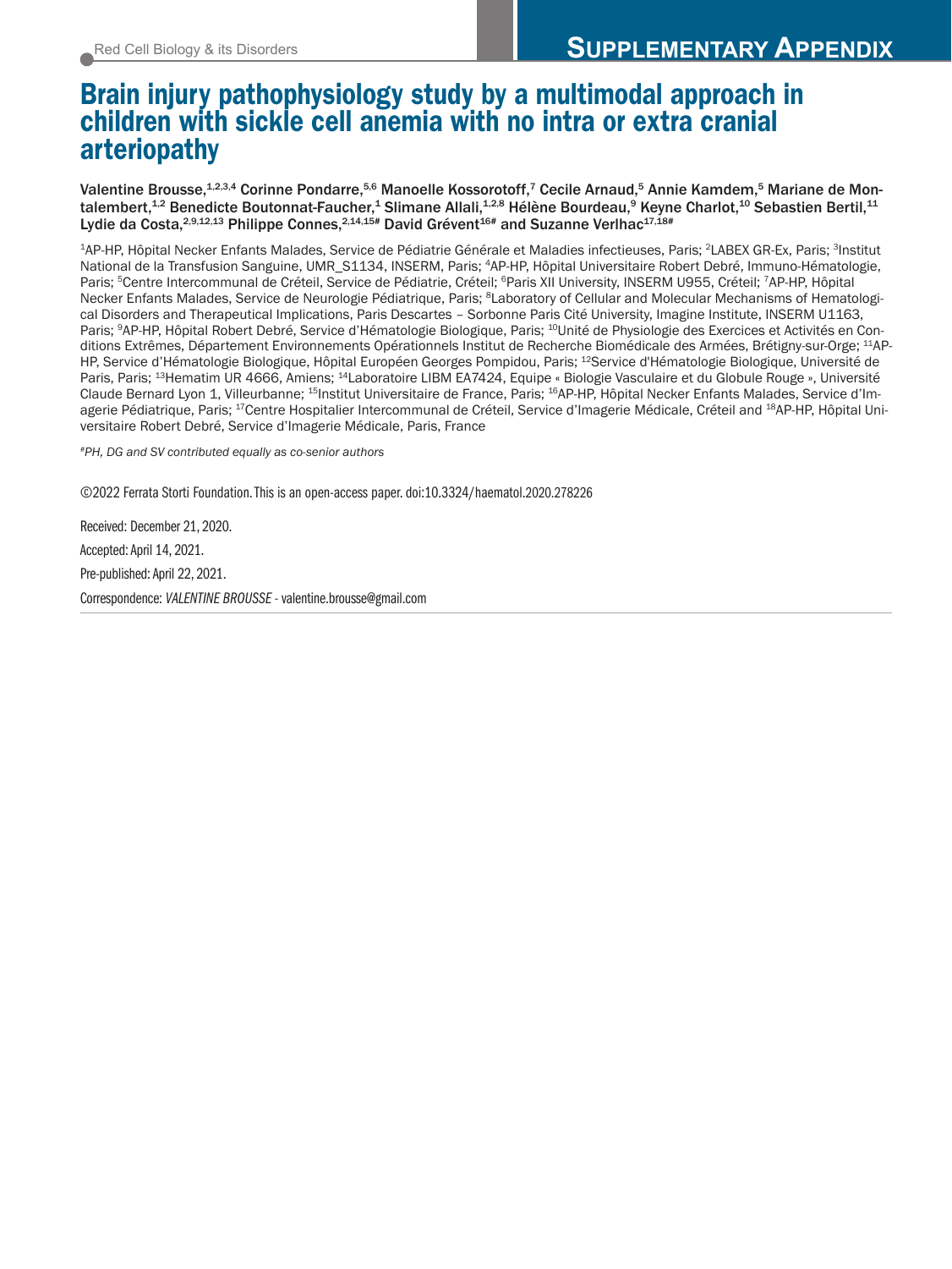Red Cell Biology & its Disorders

# SUPPLEMENTARY APPENDIX

# Brain injury pathophysiology study by a multimodal approach in children with sickle cell anemia with no intra or extra cranial arteriopathy

**Valentine Brousse,[1,2,3,4] Corinne Pondarre,[5,6] Manoelle Kossorotoff,[7] Cecile Arnaud,[5] Annie Kamdem,[5] Mariane de Montalembert,[1,2] Benedicte Boutonnat-Faucher,[1] Slimane Allali,[1,2,8] Hélène Bourdeau,[9] Keyne Charlot,[10] Sebastien Bertil,[11] Lydie da Costa,[2,9,12,13] Philippe Connes,[2,14,15#] David Grévent[16#] and Suzanne Verlhac[17,18#]**

[1]AP-HP, Hôpital Necker Enfants Malades, Service de Pédiatrie Générale et Maladies infectieuses, Paris; [2]LABEX GR-Ex, Paris; [3]Institut National de la Transfusion Sanguine, UMR_S1134, INSERM, Paris; [4]AP-HP, Hôpital Universitaire Robert Debré, Immuno-Hématologie, Paris; [5]Centre Intercommunal de Créteil, Service de Pédiatrie, Créteil; [6]Paris XII University, INSERM U955, Créteil; [7]AP-HP, Hôpital Necker Enfants Malades, Service de Neurologie Pédiatrique, Paris; [8]Laboratory of Cellular and Molecular Mechanisms of Hematological Disorders and Therapeutical Implications, Paris Descartes – Sorbonne Paris Cité University, Imagine Institute, INSERM U1163, Paris; [9]AP-HP, Hôpital Robert Debré, Service d'Hématologie Biologique, Paris; [10]Unité de Physiologie des Exercices et Activités en Conditions Extrêmes, Département Environnements Opérationnels Institut de Recherche Biomédicale des Armées, Brétigny-sur-Orge; [11]AP-HP, Service d'Hématologie Biologique, Hôpital Européen Georges Pompidou, Paris; [12]Service d'Hématologie Biologique, Université de Paris, Paris; [13]Hematim UR 4666, Amiens; [14]Laboratoire LIBM EA7424, Equipe « Biologie Vasculaire et du Globule Rouge », Université Claude Bernard Lyon 1, Villeurbanne; [15]Institut Universitaire de France, Paris; [16]AP-HP, Hôpital Necker Enfants Malades, Service d'Imagerie Pédiatrique, Paris; [17]Centre Hospitalier Intercommunal de Créteil, Service d'Imagerie Médicale, Créteil and [18]AP-HP, Hôpital Universitaire Robert Debré, Service d'Imagerie Médicale, Paris, France

*#PH, DG and SV contributed equally as co-senior authors*

©2022 Ferrata Storti Foundation. This is an open-access paper. doi:10.3324/haematol.2020.278226

Received: December 21, 2020.

Accepted: April 14, 2021.

Pre-published: April 22, 2021.

Correspondence: *VALENTINE BROUSSE* - valentine.brousse@gmail.com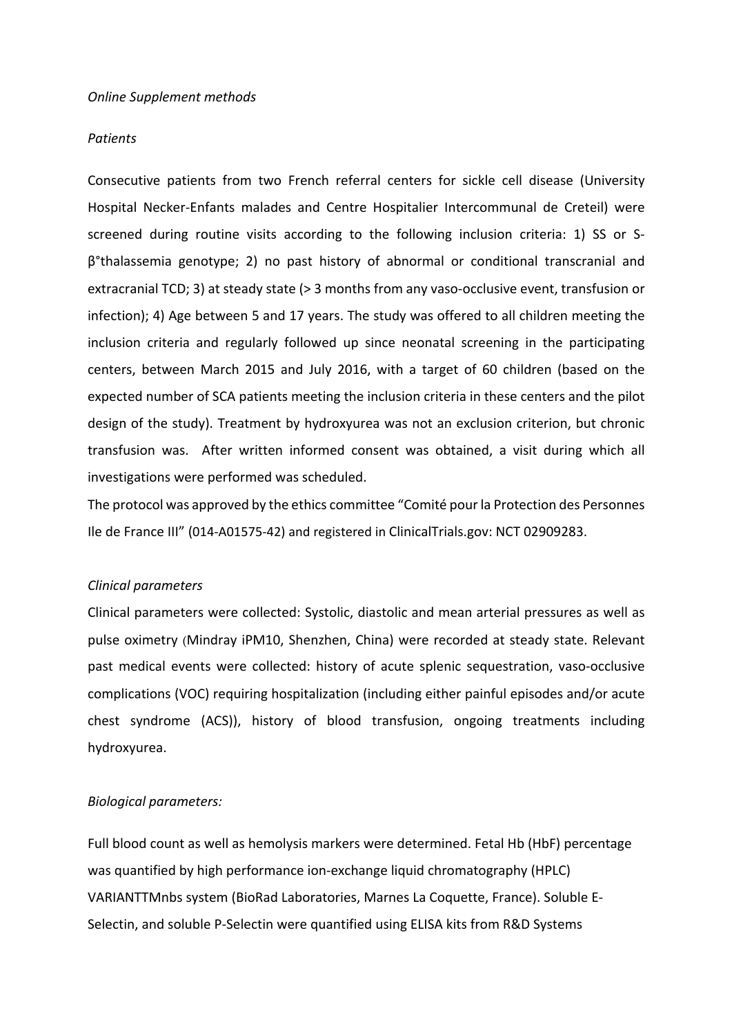*Online Supplement methods*

*Patients*

Consecutive patients from two French referral centers for sickle cell disease (University Hospital Necker-Enfants malades and Centre Hospitalier Intercommunal de Creteil) were screened during routine visits according to the following inclusion criteria: 1) SS or S-β°thalassemia genotype; 2) no past history of abnormal or conditional transcranial and extracranial TCD; 3) at steady state (> 3 months from any vaso-occlusive event, transfusion or infection); 4) Age between 5 and 17 years. The study was offered to all children meeting the inclusion criteria and regularly followed up since neonatal screening in the participating centers, between March 2015 and July 2016, with a target of 60 children (based on the expected number of SCA patients meeting the inclusion criteria in these centers and the pilot design of the study). Treatment by hydroxyurea was not an exclusion criterion, but chronic transfusion was. After written informed consent was obtained, a visit during which all investigations were performed was scheduled.

The protocol was approved by the ethics committee "Comité pour la Protection des Personnes Ile de France III" (014-A01575-42) and registered in ClinicalTrials.gov: NCT 02909283.

*Clinical parameters*

Clinical parameters were collected: Systolic, diastolic and mean arterial pressures as well as pulse oximetry (Mindray iPM10, Shenzhen, China) were recorded at steady state. Relevant past medical events were collected: history of acute splenic sequestration, vaso-occlusive complications (VOC) requiring hospitalization (including either painful episodes and/or acute chest syndrome (ACS)), history of blood transfusion, ongoing treatments including hydroxyurea.

*Biological parameters:*

Full blood count as well as hemolysis markers were determined. Fetal Hb (HbF) percentage was quantified by high performance ion-exchange liquid chromatography (HPLC) VARIANTTMnbs system (BioRad Laboratories, Marnes La Coquette, France). Soluble E-Selectin, and soluble P-Selectin were quantified using ELISA kits from R&D Systems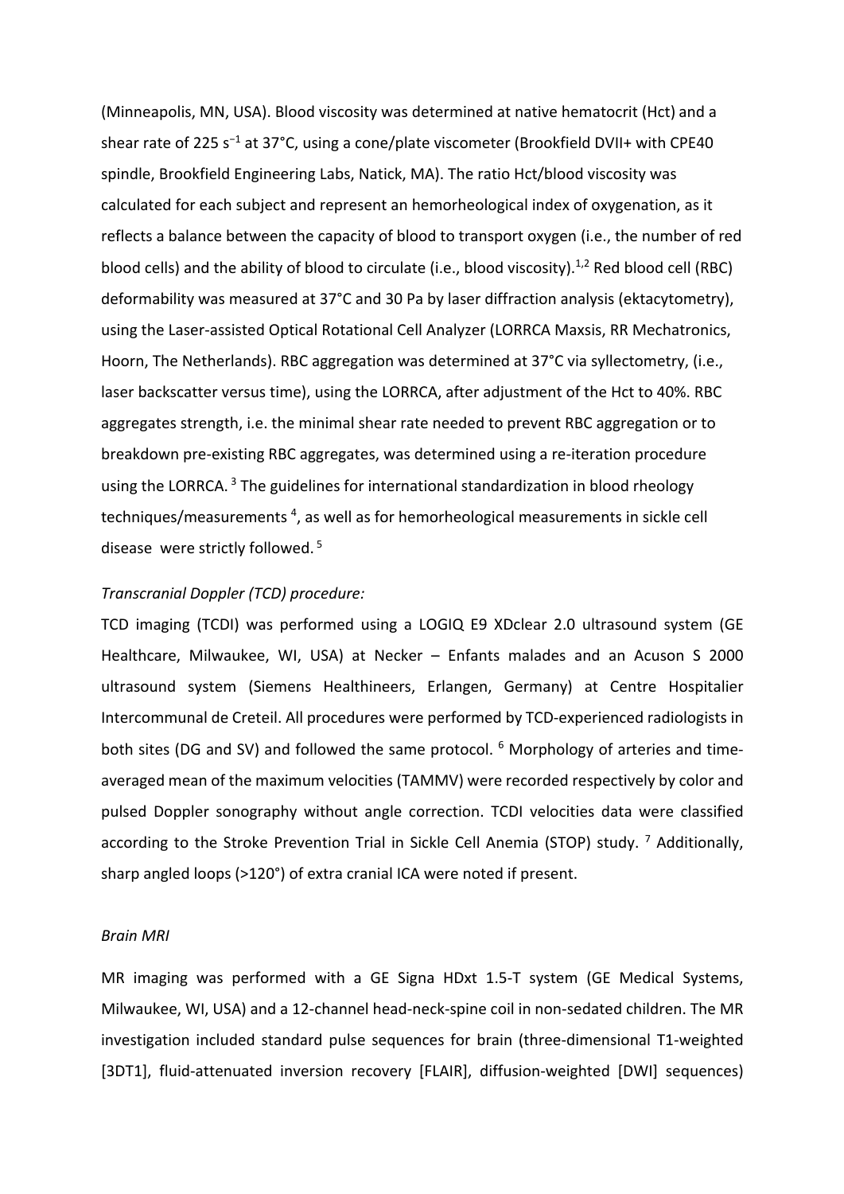(Minneapolis, MN, USA). Blood viscosity was determined at native hematocrit (Hct) and a shear rate of 225 $s^{-1}$ at 37°C, using a cone/plate viscometer (Brookfield DVII+ with CPE40 spindle, Brookfield Engineering Labs, Natick, MA). The ratio Hct/blood viscosity was calculated for each subject and represent an hemorheological index of oxygenation, as it reflects a balance between the capacity of blood to transport oxygen (i.e., the number of red blood cells) and the ability of blood to circulate (i.e., blood viscosity).[1,2] Red blood cell (RBC) deformability was measured at 37°C and 30 Pa by laser diffraction analysis (ektacytometry), using the Laser-assisted Optical Rotational Cell Analyzer (LORRCA Maxsis, RR Mechatronics, Hoorn, The Netherlands). RBC aggregation was determined at 37°C via syllectometry, (i.e., laser backscatter versus time), using the LORRCA, after adjustment of the Hct to 40%. RBC aggregates strength, i.e. the minimal shear rate needed to prevent RBC aggregation or to breakdown pre-existing RBC aggregates, was determined using a re-iteration procedure using the LORRCA. [3] The guidelines for international standardization in blood rheology techniques/measurements [4], as well as for hemorheological measurements in sickle cell disease were strictly followed. [5]

*Transcranial Doppler (TCD) procedure:*

TCD imaging (TCDI) was performed using a LOGIQ E9 XDclear 2.0 ultrasound system (GE Healthcare, Milwaukee, WI, USA) at Necker – Enfants malades and an Acuson S 2000 ultrasound system (Siemens Healthineers, Erlangen, Germany) at Centre Hospitalier Intercommunal de Creteil. All procedures were performed by TCD-experienced radiologists in both sites (DG and SV) and followed the same protocol. [6] Morphology of arteries and time-averaged mean of the maximum velocities (TAMMV) were recorded respectively by color and pulsed Doppler sonography without angle correction. TCDI velocities data were classified according to the Stroke Prevention Trial in Sickle Cell Anemia (STOP) study. [7] Additionally, sharp angled loops (>120°) of extra cranial ICA were noted if present.

*Brain MRI*

MR imaging was performed with a GE Signa HDxt 1.5-T system (GE Medical Systems, Milwaukee, WI, USA) and a 12-channel head-neck-spine coil in non-sedated children. The MR investigation included standard pulse sequences for brain (three-dimensional T1-weighted [3DT1], fluid-attenuated inversion recovery [FLAIR], diffusion-weighted [DWI] sequences)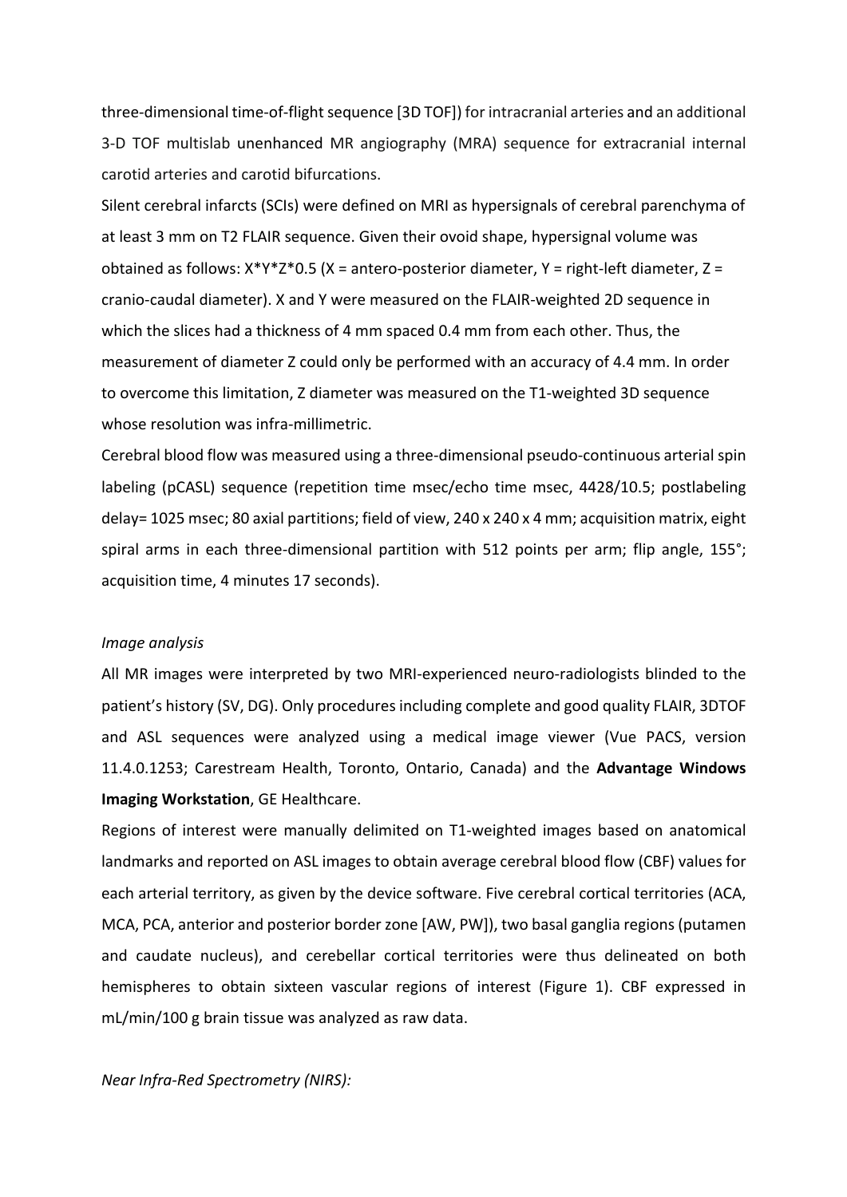three-dimensional time-of-flight sequence [3D TOF]) for intracranial arteries and an additional 3-D TOF multislab unenhanced MR angiography (MRA) sequence for extracranial internal carotid arteries and carotid bifurcations.

Silent cerebral infarcts (SCIs) were defined on MRI as hypersignals of cerebral parenchyma of at least 3 mm on T2 FLAIR sequence. Given their ovoid shape, hypersignal volume was obtained as follows: $X*Y*Z*0.5$ (X = antero-posterior diameter, Y = right-left diameter, Z = cranio-caudal diameter). X and Y were measured on the FLAIR-weighted 2D sequence in which the slices had a thickness of 4 mm spaced 0.4 mm from each other. Thus, the measurement of diameter Z could only be performed with an accuracy of 4.4 mm. In order to overcome this limitation, Z diameter was measured on the T1-weighted 3D sequence whose resolution was infra-millimetric.

Cerebral blood flow was measured using a three-dimensional pseudo-continuous arterial spin labeling (pCASL) sequence (repetition time msec/echo time msec, 4428/10.5; postlabeling delay= 1025 msec; 80 axial partitions; field of view, 240 x 240 x 4 mm; acquisition matrix, eight spiral arms in each three-dimensional partition with 512 points per arm; flip angle, 155°; acquisition time, 4 minutes 17 seconds).

*Image analysis*

All MR images were interpreted by two MRI-experienced neuro-radiologists blinded to the patient's history (SV, DG). Only procedures including complete and good quality FLAIR, 3DTOF and ASL sequences were analyzed using a medical image viewer (Vue PACS, version 11.4.0.1253; Carestream Health, Toronto, Ontario, Canada) and the **Advantage Windows Imaging Workstation**, GE Healthcare.

Regions of interest were manually delimited on T1-weighted images based on anatomical landmarks and reported on ASL images to obtain average cerebral blood flow (CBF) values for each arterial territory, as given by the device software. Five cerebral cortical territories (ACA, MCA, PCA, anterior and posterior border zone [AW, PW]), two basal ganglia regions (putamen and caudate nucleus), and cerebellar cortical territories were thus delineated on both hemispheres to obtain sixteen vascular regions of interest (Figure 1). CBF expressed in mL/min/100 g brain tissue was analyzed as raw data.

*Near Infra-Red Spectrometry (NIRS):*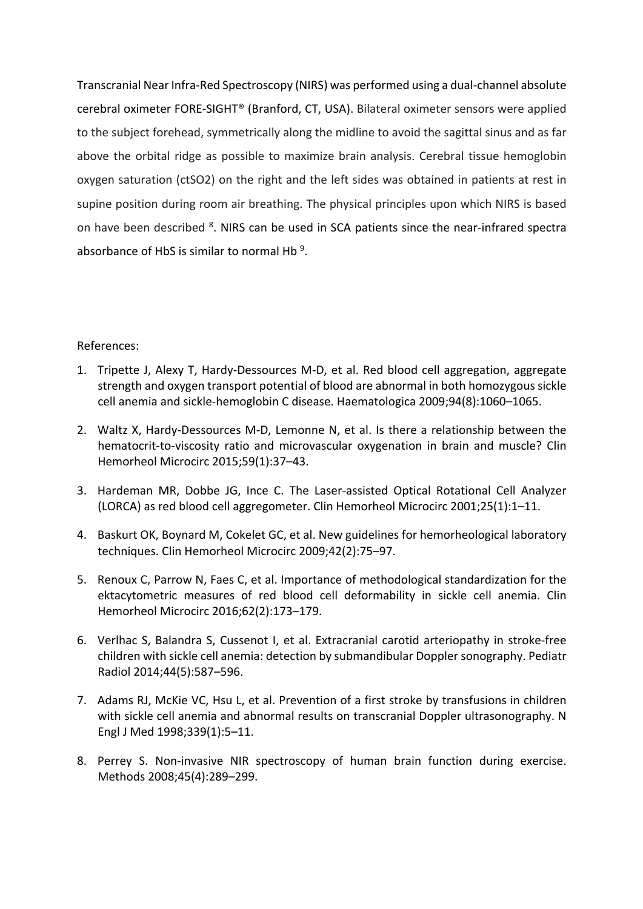Transcranial Near Infra-Red Spectroscopy (NIRS) was performed using a dual-channel absolute cerebral oximeter FORE-SIGHT® (Branford, CT, USA). Bilateral oximeter sensors were applied to the subject forehead, symmetrically along the midline to avoid the sagittal sinus and as far above the orbital ridge as possible to maximize brain analysis. Cerebral tissue hemoglobin oxygen saturation (ctSO2) on the right and the left sides was obtained in patients at rest in supine position during room air breathing. The physical principles upon which NIRS is based on have been described [8]. NIRS can be used in SCA patients since the near-infrared spectra absorbance of HbS is similar to normal Hb [9].

References:

1. Tripette J, Alexy T, Hardy-Dessources M-D, et al. Red blood cell aggregation, aggregate strength and oxygen transport potential of blood are abnormal in both homozygous sickle cell anemia and sickle-hemoglobin C disease. Haematologica 2009;94(8):1060–1065.

2. Waltz X, Hardy-Dessources M-D, Lemonne N, et al. Is there a relationship between the hematocrit-to-viscosity ratio and microvascular oxygenation in brain and muscle? Clin Hemorheol Microcirc 2015;59(1):37–43.

3. Hardeman MR, Dobbe JG, Ince C. The Laser-assisted Optical Rotational Cell Analyzer (LORCA) as red blood cell aggregometer. Clin Hemorheol Microcirc 2001;25(1):1–11.

4. Baskurt OK, Boynard M, Cokelet GC, et al. New guidelines for hemorheological laboratory techniques. Clin Hemorheol Microcirc 2009;42(2):75–97.

5. Renoux C, Parrow N, Faes C, et al. Importance of methodological standardization for the ektacytometric measures of red blood cell deformability in sickle cell anemia. Clin Hemorheol Microcirc 2016;62(2):173–179.

6. Verlhac S, Balandra S, Cussenot I, et al. Extracranial carotid arteriopathy in stroke-free children with sickle cell anemia: detection by submandibular Doppler sonography. Pediatr Radiol 2014;44(5):587–596.

7. Adams RJ, McKie VC, Hsu L, et al. Prevention of a first stroke by transfusions in children with sickle cell anemia and abnormal results on transcranial Doppler ultrasonography. N Engl J Med 1998;339(1):5–11.

8. Perrey S. Non-invasive NIR spectroscopy of human brain function during exercise. Methods 2008;45(4):289–299.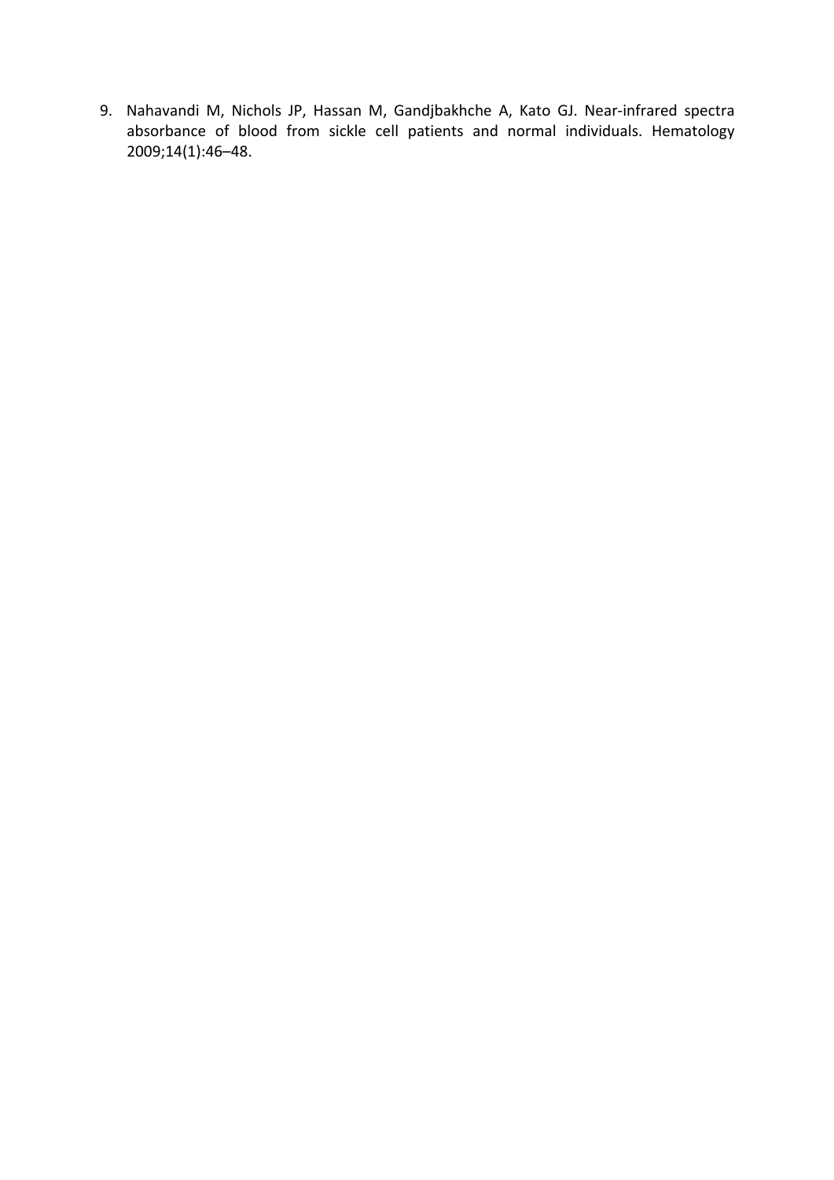9. Nahavandi M, Nichols JP, Hassan M, Gandjbakhche A, Kato GJ. Near-infrared spectra absorbance of blood from sickle cell patients and normal individuals. Hematology 2009;14(1):46–48.